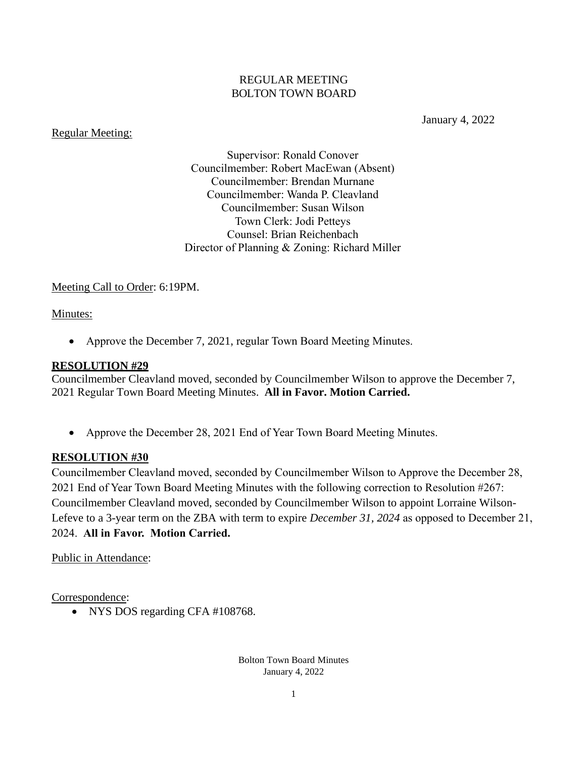REGULAR MEETING
BOLTON TOWN BOARD

January 4, 2022

Regular Meeting:

Supervisor: Ronald Conover
Councilmember: Robert MacEwan (Absent)
Councilmember: Brendan Murnane
Councilmember: Wanda P. Cleavland
Councilmember: Susan Wilson
Town Clerk: Jodi Petteys
Counsel: Brian Reichenbach
Director of Planning & Zoning: Richard Miller

Meeting Call to Order: 6:19PM.

Minutes:

- Approve the December 7, 2021, regular Town Board Meeting Minutes.

**RESOLUTION #29**
Councilmember Cleavland moved, seconded by Councilmember Wilson to approve the December 7, 2021 Regular Town Board Meeting Minutes. **All in Favor. Motion Carried.**

- Approve the December 28, 2021 End of Year Town Board Meeting Minutes.

**RESOLUTION #30**
Councilmember Cleavland moved, seconded by Councilmember Wilson to Approve the December 28, 2021 End of Year Town Board Meeting Minutes with the following correction to Resolution #267: Councilmember Cleavland moved, seconded by Councilmember Wilson to appoint Lorraine Wilson-Lefeve to a 3-year term on the ZBA with term to expire *December 31, 2024* as opposed to December 21, 2024. **All in Favor. Motion Carried.**

Public in Attendance:

Correspondence:

- NYS DOS regarding CFA #108768.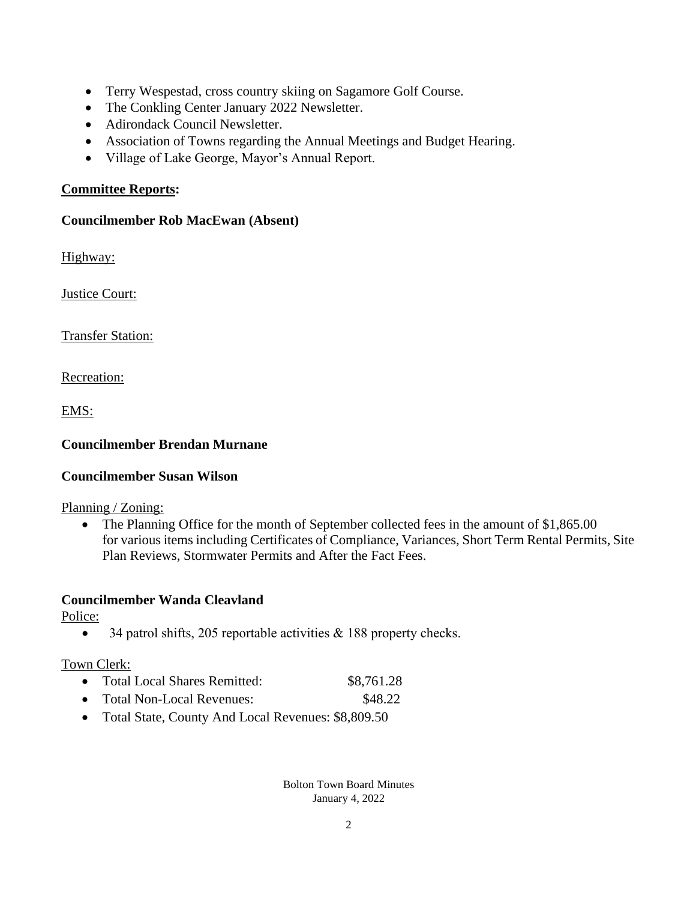- Terry Wespestad, cross country skiing on Sagamore Golf Course.
- The Conkling Center January 2022 Newsletter.
- Adirondack Council Newsletter.
- Association of Towns regarding the Annual Meetings and Budget Hearing.
- Village of Lake George, Mayor's Annual Report.

**Committee Reports:**

**Councilmember Rob MacEwan (Absent)**

Highway:

Justice Court:

Transfer Station:

Recreation:

EMS:

**Councilmember Brendan Murnane**

**Councilmember Susan Wilson**

Planning / Zoning:

- The Planning Office for the month of September collected fees in the amount of $1,865.00 for various items including Certificates of Compliance, Variances, Short Term Rental Permits, Site Plan Reviews, Stormwater Permits and After the Fact Fees.

**Councilmember Wanda Cleavland**

Police:

- 34 patrol shifts, 205 reportable activities & 188 property checks.

Town Clerk:

- Total Local Shares Remitted: $8,761.28
- Total Non-Local Revenues: $48.22
- Total State, County And Local Revenues: $8,809.50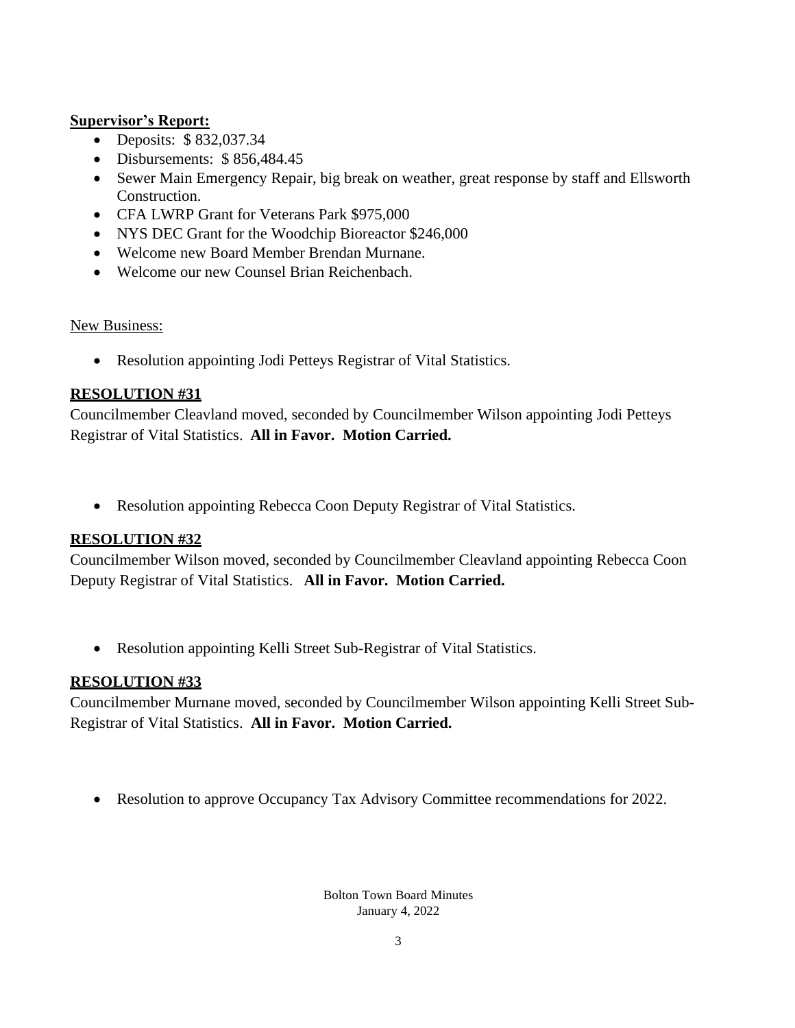**Supervisor's Report:**

- Deposits: $ 832,037.34
- Disbursements: $ 856,484.45
- Sewer Main Emergency Repair, big break on weather, great response by staff and Ellsworth Construction.
- CFA LWRP Grant for Veterans Park $975,000
- NYS DEC Grant for the Woodchip Bioreactor $246,000
- Welcome new Board Member Brendan Murnane.
- Welcome our new Counsel Brian Reichenbach.

New Business:

- Resolution appointing Jodi Petteys Registrar of Vital Statistics.

**RESOLUTION #31**

Councilmember Cleavland moved, seconded by Councilmember Wilson appointing Jodi Petteys Registrar of Vital Statistics. **All in Favor. Motion Carried.**

- Resolution appointing Rebecca Coon Deputy Registrar of Vital Statistics.

**RESOLUTION #32**

Councilmember Wilson moved, seconded by Councilmember Cleavland appointing Rebecca Coon Deputy Registrar of Vital Statistics. **All in Favor. Motion Carried.**

- Resolution appointing Kelli Street Sub-Registrar of Vital Statistics.

**RESOLUTION #33**

Councilmember Murnane moved, seconded by Councilmember Wilson appointing Kelli Street Sub-Registrar of Vital Statistics. **All in Favor. Motion Carried.**

- Resolution to approve Occupancy Tax Advisory Committee recommendations for 2022.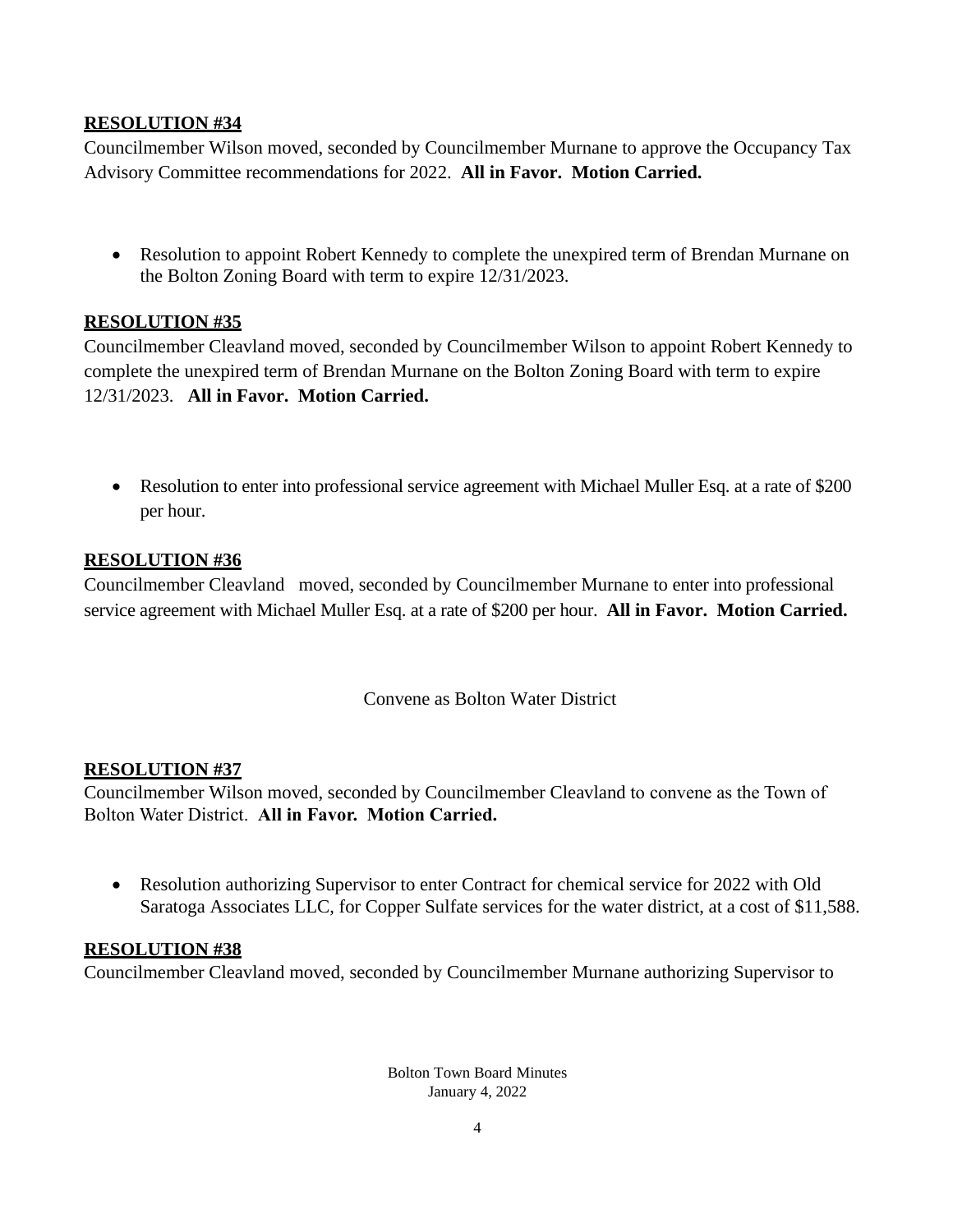**RESOLUTION #34**

Councilmember Wilson moved, seconded by Councilmember Murnane to approve the Occupancy Tax Advisory Committee recommendations for 2022. **All in Favor. Motion Carried.**

- Resolution to appoint Robert Kennedy to complete the unexpired term of Brendan Murnane on the Bolton Zoning Board with term to expire 12/31/2023.

**RESOLUTION #35**

Councilmember Cleavland moved, seconded by Councilmember Wilson to appoint Robert Kennedy to complete the unexpired term of Brendan Murnane on the Bolton Zoning Board with term to expire 12/31/2023. **All in Favor. Motion Carried.**

- Resolution to enter into professional service agreement with Michael Muller Esq. at a rate of $200 per hour.

**RESOLUTION #36**

Councilmember Cleavland moved, seconded by Councilmember Murnane to enter into professional service agreement with Michael Muller Esq. at a rate of $200 per hour. **All in Favor. Motion Carried.**

Convene as Bolton Water District

**RESOLUTION #37**

Councilmember Wilson moved, seconded by Councilmember Cleavland to convene as the Town of Bolton Water District. **All in Favor. Motion Carried.**

- Resolution authorizing Supervisor to enter Contract for chemical service for 2022 with Old Saratoga Associates LLC, for Copper Sulfate services for the water district, at a cost of $11,588.

**RESOLUTION #38**

Councilmember Cleavland moved, seconded by Councilmember Murnane authorizing Supervisor to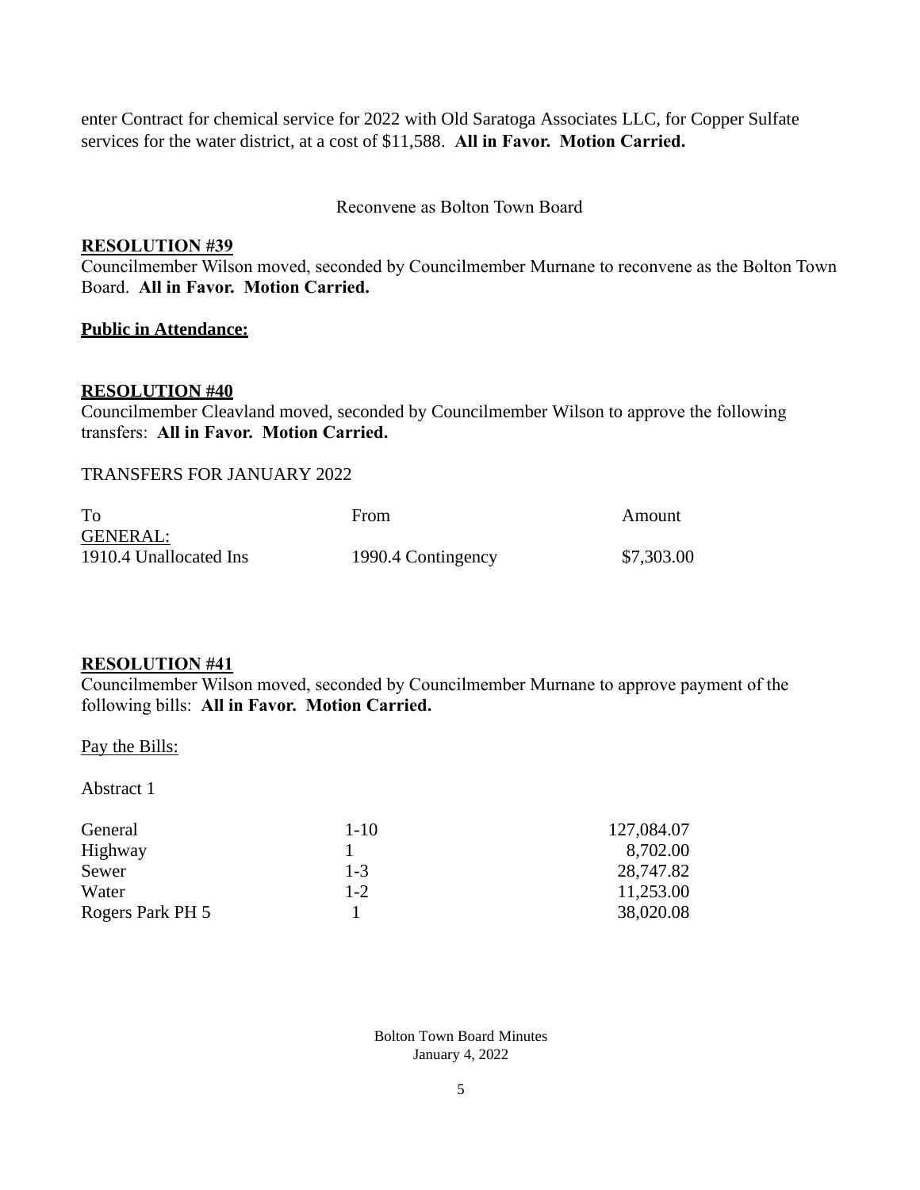enter Contract for chemical service for 2022 with Old Saratoga Associates LLC, for Copper Sulfate services for the water district, at a cost of $11,588. **All in Favor. Motion Carried.**

Reconvene as Bolton Town Board

**RESOLUTION #39**

Councilmember Wilson moved, seconded by Councilmember Murnane to reconvene as the Bolton Town Board. **All in Favor. Motion Carried.**

**Public in Attendance:**

**RESOLUTION #40**

Councilmember Cleavland moved, seconded by Councilmember Wilson to approve the following transfers: **All in Favor. Motion Carried.**

TRANSFERS FOR JANUARY 2022

| To | From | Amount |
|---|---|---|
| GENERAL: | | |
| 1910.4 Unallocated Ins | 1990.4 Contingency | $7,303.00 |

**RESOLUTION #41**

Councilmember Wilson moved, seconded by Councilmember Murnane to approve payment of the following bills: **All in Favor. Motion Carried.**

Pay the Bills:

Abstract 1

| | | |
|---|---|---|
| General | 1-10 | 127,084.07 |
| Highway | 1 | 8,702.00 |
| Sewer | 1-3 | 28,747.82 |
| Water | 1-2 | 11,253.00 |
| Rogers Park PH 5 | 1 | 38,020.08 |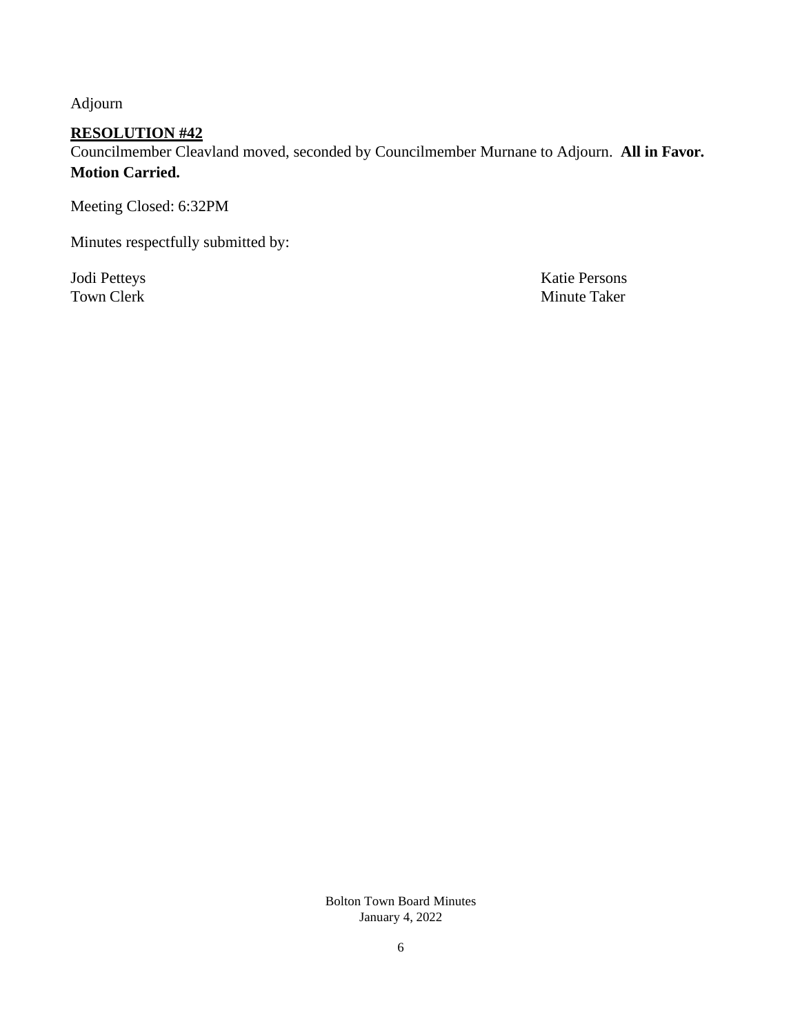Adjourn

**RESOLUTION #42**
Councilmember Cleavland moved, seconded by Councilmember Murnane to Adjourn. **All in Favor. Motion Carried.**

Meeting Closed: 6:32PM

Minutes respectfully submitted by:

| | |
|---|---|
| Jodi Petteys | Katie Persons |
| Town Clerk | Minute Taker |